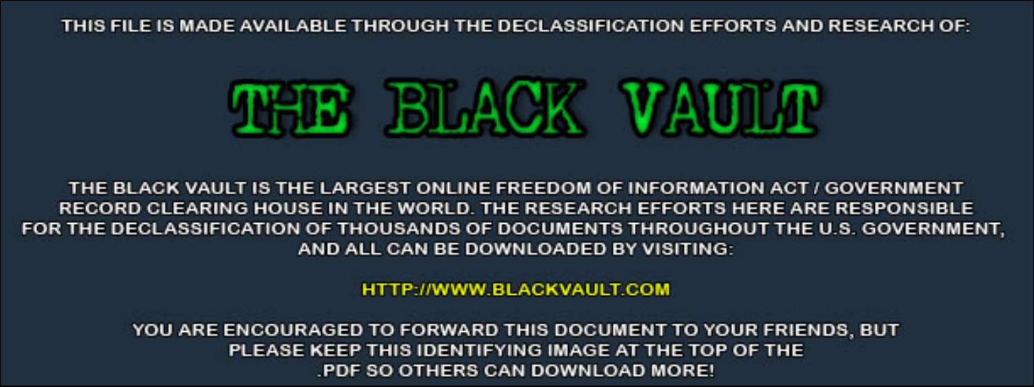THIS FILE IS MADE AVAILABLE THROUGH THE DECLASSIFICATION EFFORTS AND RESEARCH OF:

# THE BLACK VAULT

THE BLACK VAULT IS THE LARGEST ONLINE FREEDOM OF INFORMATION ACT / GOVERNMENT RECORD CLEARING HOUSE IN THE WORLD. THE RESEARCH EFFORTS HERE ARE RESPONSIBLE FOR THE DECLASSIFICATION OF THOUSANDS OF DOCUMENTS THROUGHOUT THE U.S. GOVERNMENT, AND ALL CAN BE DOWNLOADED BY VISITING:

HTTP://WWW.BLACKVAULT.COM

YOU ARE ENCOURAGED TO FORWARD THIS DOCUMENT TO YOUR FRIENDS, BUT PLEASE KEEP THIS IDENTIFYING IMAGE AT THE TOP OF THE .PDF SO OTHERS CAN DOWNLOAD MORE!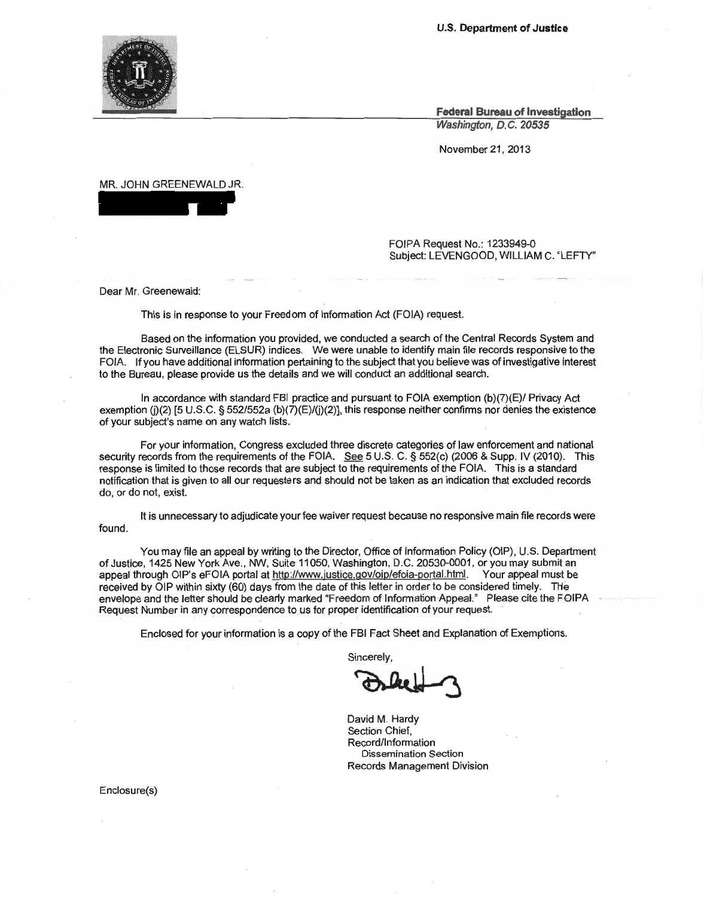U.S. Department of Justice

Federal Bureau of Investigation

*Washington, D.C. 20535*

November 21, 2013

MR. JOHN GREENEWALD JR.

FOIPA Request No.: 1233949-0
Subject: LEVENGOOD, WILLIAM C. "LEFTY"

Dear Mr. Greenewald:

This is in response to your Freedom of Information Act (FOIA) request.

Based on the information you provided, we conducted a search of the Central Records System and the Electronic Surveillance (ELSUR) indices. We were unable to identify main file records responsive to the FOIA. If you have additional information pertaining to the subject that you believe was of investigative interest to the Bureau, please provide us the details and we will conduct an additional search.

In accordance with standard FBI practice and pursuant to FOIA exemption (b)(7)(E)/ Privacy Act exemption (j)(2) [5 U.S.C. § 552/552a (b)(7)(E)/(j)(2)], this response neither confirms nor denies the existence of your subject's name on any watch lists.

For your information, Congress excluded three discrete categories of law enforcement and national security records from the requirements of the FOIA. See 5 U.S. C. § 552(c) (2006 & Supp. IV (2010). This response is limited to those records that are subject to the requirements of the FOIA. This is a standard notification that is given to all our requesters and should not be taken as an indication that excluded records do, or do not, exist.

It is unnecessary to adjudicate your fee waiver request because no responsive main file records were found.

You may file an appeal by writing to the Director, Office of Information Policy (OIP), U.S. Department of Justice, 1425 New York Ave., NW, Suite 11050, Washington, D.C. 20530-0001, or you may submit an appeal through OIP's eFOIA portal at http://www.justice.gov/oip/efoia-portal.html. Your appeal must be received by OIP within sixty (60) days from the date of this letter in order to be considered timely. The envelope and the letter should be clearly marked "Freedom of Information Appeal." Please cite the FOIPA Request Number in any correspondence to us for proper identification of your request.

Enclosed for your information is a copy of the FBI Fact Sheet and Explanation of Exemptions.

Sincerely,

David M. Hardy
Section Chief,
Record/Information
Dissemination Section
Records Management Division

Enclosure(s)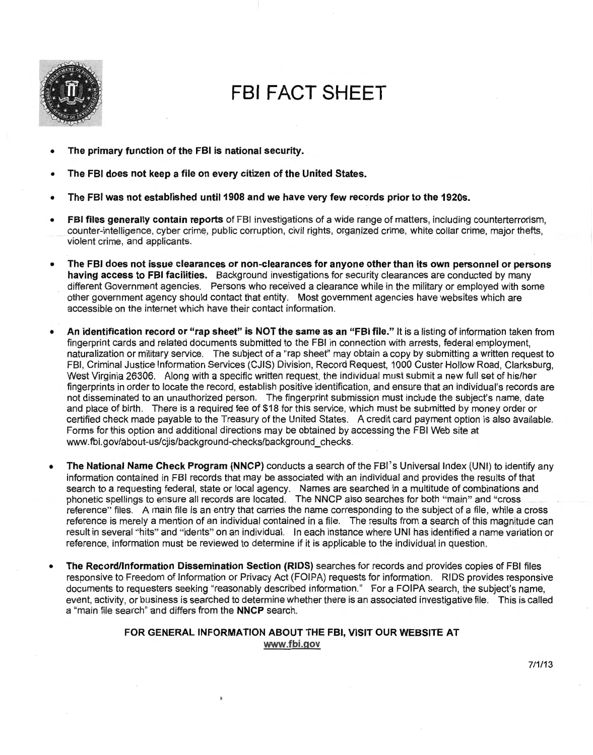# FBI FACT SHEET

- **The primary function of the FBI is national security.**
- **The FBI does not keep a file on every citizen of the United States.**
- **The FBI was not established until 1908 and we have very few records prior to the 1920s.**
- **FBI files generally contain reports** of FBI investigations of a wide range of matters, including counterterrorism, counter-intelligence, cyber crime, public corruption, civil rights, organized crime, white collar crime, major thefts, violent crime, and applicants.
- **The FBI does not issue clearances or non-clearances for anyone other than its own personnel or persons having access to FBI facilities.** Background investigations for security clearances are conducted by many different Government agencies. Persons who received a clearance while in the military or employed with some other government agency should contact that entity. Most government agencies have websites which are accessible on the internet which have their contact information.
- **An identification record or "rap sheet" is NOT the same as an "FBI file."** It is a listing of information taken from fingerprint cards and related documents submitted to the FBI in connection with arrests, federal employment, naturalization or military service. The subject of a "rap sheet" may obtain a copy by submitting a written request to FBI, Criminal Justice Information Services (CJIS) Division, Record Request, 1000 Custer Hollow Road, Clarksburg, West Virginia 26306. Along with a specific written request, the individual must submit a new full set of his/her fingerprints in order to locate the record, establish positive identification, and ensure that an individual's records are not disseminated to an unauthorized person. The fingerprint submission must include the subject's name, date and place of birth. There is a required fee of $18 for this service, which must be submitted by money order or certified check made payable to the Treasury of the United States. A credit card payment option is also available. Forms for this option and additional directions may be obtained by accessing the FBI Web site at www.fbi.gov/about-us/cjis/background-checks/background_checks.
- **The National Name Check Program (NNCP)** conducts a search of the FBI's Universal Index (UNI) to identify any information contained in FBI records that may be associated with an individual and provides the results of that search to a requesting federal, state or local agency. Names are searched in a multitude of combinations and phonetic spellings to ensure all records are located. The NNCP also searches for both "main" and "cross reference" files. A main file is an entry that carries the name corresponding to the subject of a file, while a cross reference is merely a mention of an individual contained in a file. The results from a search of this magnitude can result in several "hits" and "idents" on an individual. In each instance where UNI has identified a name variation or reference, information must be reviewed to determine if it is applicable to the individual in question.
- **The Record/Information Dissemination Section (RIDS)** searches for records and provides copies of FBI files responsive to Freedom of Information or Privacy Act (FOIPA) requests for information. RIDS provides responsive documents to requesters seeking "reasonably described information." For a FOIPA search, the subject's name, event, activity, or business is searched to determine whether there is an associated investigative file. This is called a "main file search" and differs from the **NNCP** search.

**FOR GENERAL INFORMATION ABOUT THE FBI, VISIT OUR WEBSITE AT**
**www.fbi.gov**

7/1/13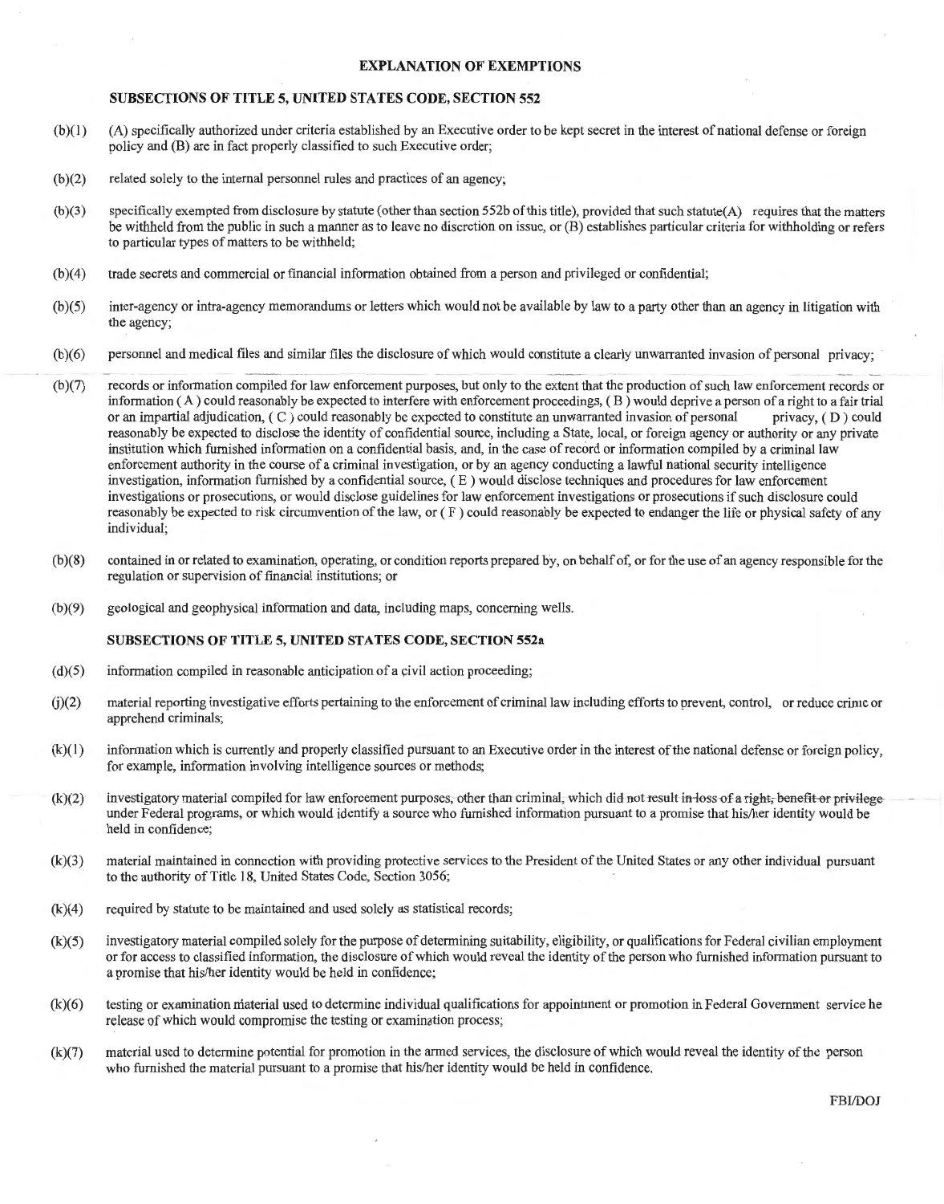# EXPLANATION OF EXEMPTIONS

## SUBSECTIONS OF TITLE 5, UNITED STATES CODE, SECTION 552

(b)(1) (A) specifically authorized under criteria established by an Executive order to be kept secret in the interest of national defense or foreign policy and (B) are in fact properly classified to such Executive order;

(b)(2) related solely to the internal personnel rules and practices of an agency;

(b)(3) specifically exempted from disclosure by statute (other than section 552b of this title), provided that such statute(A) requires that the matters be withheld from the public in such a manner as to leave no discretion on issue, or (B) establishes particular criteria for withholding or refers to particular types of matters to be withheld;

(b)(4) trade secrets and commercial or financial information obtained from a person and privileged or confidential;

(b)(5) inter-agency or intra-agency memorandums or letters which would not be available by law to a party other than an agency in litigation with the agency;

(b)(6) personnel and medical files and similar files the disclosure of which would constitute a clearly unwarranted invasion of personal privacy;

(b)(7) records or information compiled for law enforcement purposes, but only to the extent that the production of such law enforcement records or information ( A ) could reasonably be expected to interfere with enforcement proceedings, ( B ) would deprive a person of a right to a fair trial or an impartial adjudication, ( C ) could reasonably be expected to constitute an unwarranted invasion of personal privacy, ( D ) could reasonably be expected to disclose the identity of confidential source, including a State, local, or foreign agency or authority or any private institution which furnished information on a confidential basis, and, in the case of record or information compiled by a criminal law enforcement authority in the course of a criminal investigation, or by an agency conducting a lawful national security intelligence investigation, information furnished by a confidential source, ( E ) would disclose techniques and procedures for law enforcement investigations or prosecutions, or would disclose guidelines for law enforcement investigations or prosecutions if such disclosure could reasonably be expected to risk circumvention of the law, or ( F ) could reasonably be expected to endanger the life or physical safety of any individual;

(b)(8) contained in or related to examination, operating, or condition reports prepared by, on behalf of, or for the use of an agency responsible for the regulation or supervision of financial institutions; or

(b)(9) geological and geophysical information and data, including maps, concerning wells.

## SUBSECTIONS OF TITLE 5, UNITED STATES CODE, SECTION 552a

(d)(5) information compiled in reasonable anticipation of a civil action proceeding;

(j)(2) material reporting investigative efforts pertaining to the enforcement of criminal law including efforts to prevent, control, or reduce crime or apprehend criminals;

(k)(1) information which is currently and properly classified pursuant to an Executive order in the interest of the national defense or foreign policy, for example, information involving intelligence sources or methods;

(k)(2) investigatory material compiled for law enforcement purposes, other than criminal, which did not result in loss of a right, benefit or privilege under Federal programs, or which would identify a source who furnished information pursuant to a promise that his/her identity would be held in confidence;

(k)(3) material maintained in connection with providing protective services to the President of the United States or any other individual pursuant to the authority of Title 18, United States Code, Section 3056;

(k)(4) required by statute to be maintained and used solely as statistical records;

(k)(5) investigatory material compiled solely for the purpose of determining suitability, eligibility, or qualifications for Federal civilian employment or for access to classified information, the disclosure of which would reveal the identity of the person who furnished information pursuant to a promise that his/her identity would be held in confidence;

(k)(6) testing or examination material used to determine individual qualifications for appointment or promotion in Federal Government service he release of which would compromise the testing or examination process;

(k)(7) material used to determine potential for promotion in the armed services, the disclosure of which would reveal the identity of the person who furnished the material pursuant to a promise that his/her identity would be held in confidence.

FBI/DOJ